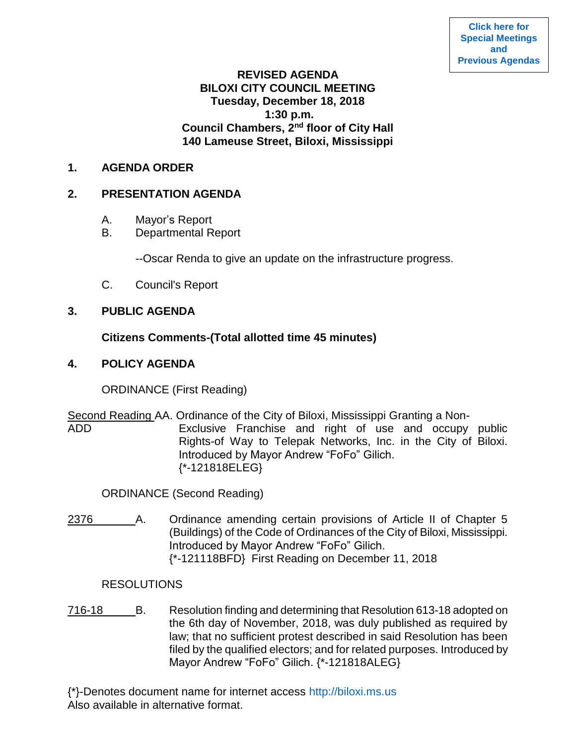Click here for Special Meetings and Previous Agendas

**REVISED AGENDA**
**BILOXI CITY COUNCIL MEETING**
**Tuesday, December 18, 2018**
**1:30 p.m.**
**Council Chambers, 2nd floor of City Hall**
**140 Lameuse Street, Biloxi, Mississippi**

## 1. AGENDA ORDER

## 2. PRESENTATION AGENDA

A. Mayor's Report
B. Departmental Report

--Oscar Renda to give an update on the infrastructure progress.

C. Council's Report

## 3. PUBLIC AGENDA

**Citizens Comments-(Total allotted time 45 minutes)**

## 4. POLICY AGENDA

ORDINANCE (First Reading)

Second Reading ADD — AA. Ordinance of the City of Biloxi, Mississippi Granting a Non-Exclusive Franchise and right of use and occupy public Rights-of Way to Telepak Networks, Inc. in the City of Biloxi. Introduced by Mayor Andrew "FoFo" Gilich. {*-121818ELEG}

ORDINANCE (Second Reading)

2376 — A. Ordinance amending certain provisions of Article II of Chapter 5 (Buildings) of the Code of Ordinances of the City of Biloxi, Mississippi. Introduced by Mayor Andrew "FoFo" Gilich. {*-121118BFD} First Reading on December 11, 2018

RESOLUTIONS

716-18 — B. Resolution finding and determining that Resolution 613-18 adopted on the 6th day of November, 2018, was duly published as required by law; that no sufficient protest described in said Resolution has been filed by the qualified electors; and for related purposes. Introduced by Mayor Andrew "FoFo" Gilich. {*-121818ALEG}

{*}-Denotes document name for internet access http://biloxi.ms.us
Also available in alternative format.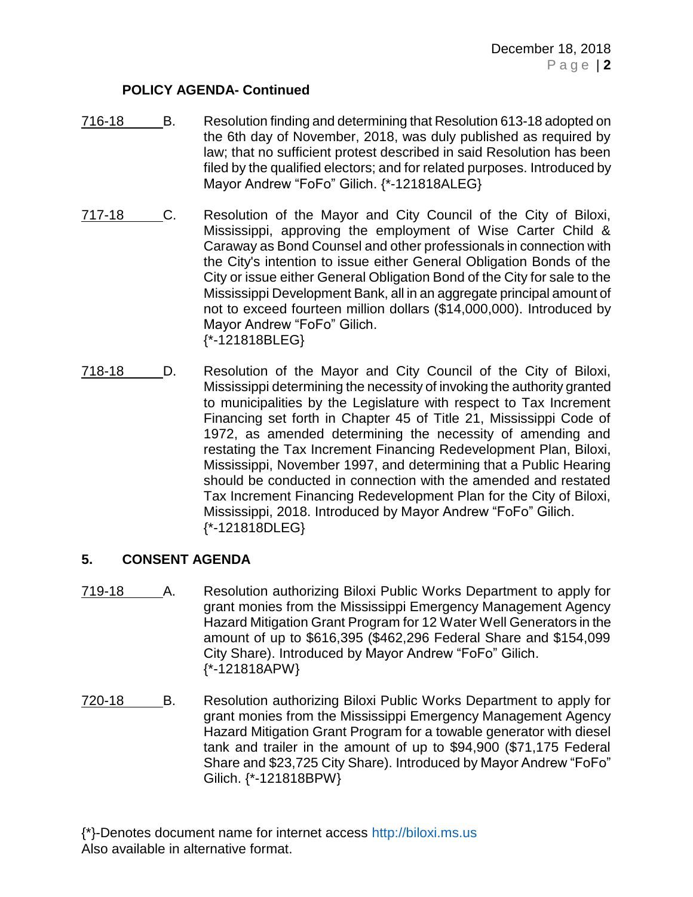**POLICY AGENDA- Continued**

716-18 B. Resolution finding and determining that Resolution 613-18 adopted on the 6th day of November, 2018, was duly published as required by law; that no sufficient protest described in said Resolution has been filed by the qualified electors; and for related purposes. Introduced by Mayor Andrew "FoFo" Gilich. {*-121818ALEG}

717-18 C. Resolution of the Mayor and City Council of the City of Biloxi, Mississippi, approving the employment of Wise Carter Child & Caraway as Bond Counsel and other professionals in connection with the City's intention to issue either General Obligation Bonds of the City or issue either General Obligation Bond of the City for sale to the Mississippi Development Bank, all in an aggregate principal amount of not to exceed fourteen million dollars ($14,000,000). Introduced by Mayor Andrew "FoFo" Gilich. {*-121818BLEG}

718-18 D. Resolution of the Mayor and City Council of the City of Biloxi, Mississippi determining the necessity of invoking the authority granted to municipalities by the Legislature with respect to Tax Increment Financing set forth in Chapter 45 of Title 21, Mississippi Code of 1972, as amended determining the necessity of amending and restating the Tax Increment Financing Redevelopment Plan, Biloxi, Mississippi, November 1997, and determining that a Public Hearing should be conducted in connection with the amended and restated Tax Increment Financing Redevelopment Plan for the City of Biloxi, Mississippi, 2018. Introduced by Mayor Andrew "FoFo" Gilich. {*-121818DLEG}

## 5. CONSENT AGENDA

719-18 A. Resolution authorizing Biloxi Public Works Department to apply for grant monies from the Mississippi Emergency Management Agency Hazard Mitigation Grant Program for 12 Water Well Generators in the amount of up to $616,395 ($462,296 Federal Share and $154,099 City Share). Introduced by Mayor Andrew "FoFo" Gilich. {*-121818APW}

720-18 B. Resolution authorizing Biloxi Public Works Department to apply for grant monies from the Mississippi Emergency Management Agency Hazard Mitigation Grant Program for a towable generator with diesel tank and trailer in the amount of up to $94,900 ($71,175 Federal Share and $23,725 City Share). Introduced by Mayor Andrew "FoFo" Gilich. {*-121818BPW}

{*}-Denotes document name for internet access http://biloxi.ms.us
Also available in alternative format.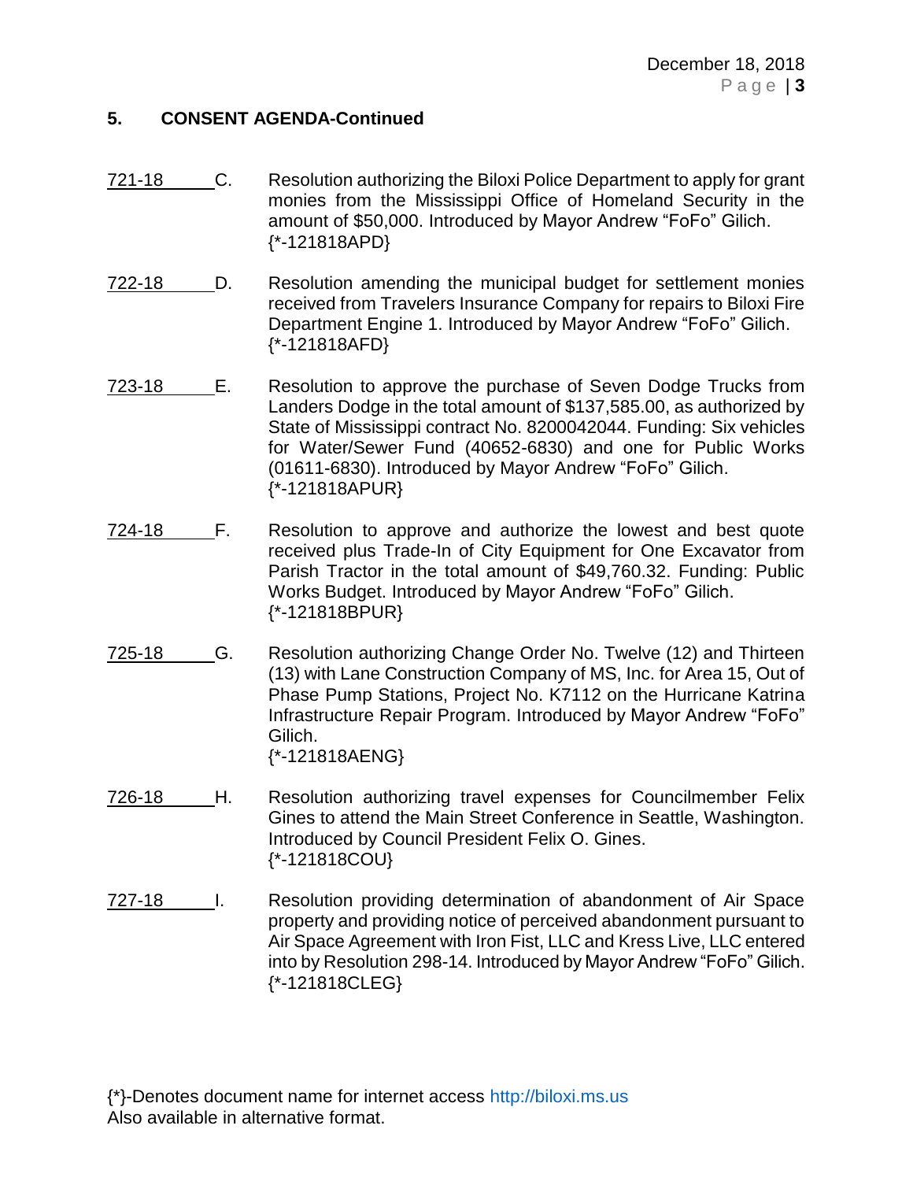## 5. CONSENT AGENDA-Continued

721-18 C. Resolution authorizing the Biloxi Police Department to apply for grant monies from the Mississippi Office of Homeland Security in the amount of $50,000. Introduced by Mayor Andrew "FoFo" Gilich.
{*-121818APD}

722-18 D. Resolution amending the municipal budget for settlement monies received from Travelers Insurance Company for repairs to Biloxi Fire Department Engine 1. Introduced by Mayor Andrew "FoFo" Gilich.
{*-121818AFD}

723-18 E. Resolution to approve the purchase of Seven Dodge Trucks from Landers Dodge in the total amount of $137,585.00, as authorized by State of Mississippi contract No. 8200042044. Funding: Six vehicles for Water/Sewer Fund (40652-6830) and one for Public Works (01611-6830). Introduced by Mayor Andrew "FoFo" Gilich.
{*-121818APUR}

724-18 F. Resolution to approve and authorize the lowest and best quote received plus Trade-In of City Equipment for One Excavator from Parish Tractor in the total amount of $49,760.32. Funding: Public Works Budget. Introduced by Mayor Andrew "FoFo" Gilich.
{*-121818BPUR}

725-18 G. Resolution authorizing Change Order No. Twelve (12) and Thirteen (13) with Lane Construction Company of MS, Inc. for Area 15, Out of Phase Pump Stations, Project No. K7112 on the Hurricane Katrina Infrastructure Repair Program. Introduced by Mayor Andrew "FoFo" Gilich.
{*-121818AENG}

726-18 H. Resolution authorizing travel expenses for Councilmember Felix Gines to attend the Main Street Conference in Seattle, Washington. Introduced by Council President Felix O. Gines.
{*-121818COU}

727-18 I. Resolution providing determination of abandonment of Air Space property and providing notice of perceived abandonment pursuant to Air Space Agreement with Iron Fist, LLC and Kress Live, LLC entered into by Resolution 298-14. Introduced by Mayor Andrew "FoFo" Gilich.
{*-121818CLEG}

{*}-Denotes document name for internet access http://biloxi.ms.us
Also available in alternative format.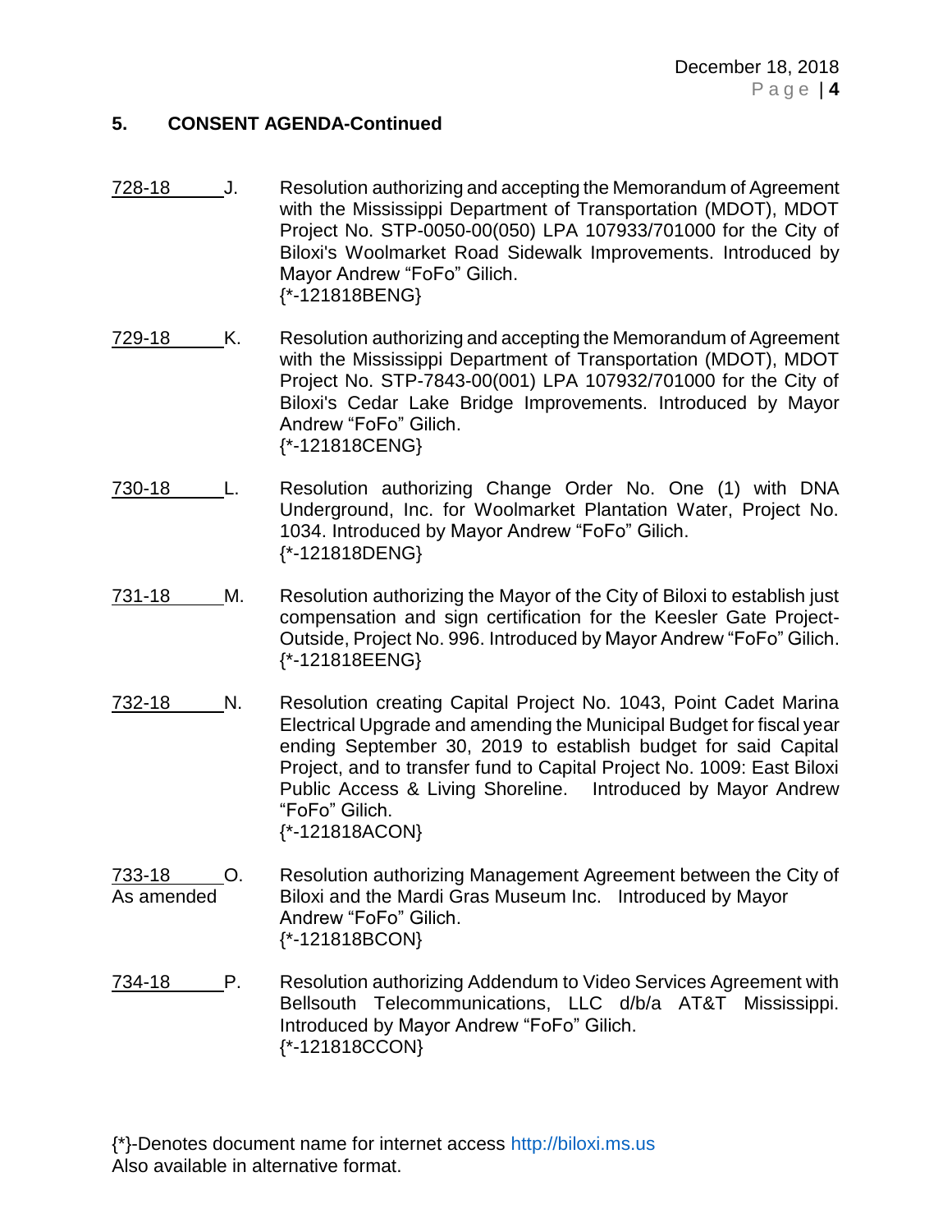## 5. CONSENT AGENDA-Continued

728-18 J. Resolution authorizing and accepting the Memorandum of Agreement with the Mississippi Department of Transportation (MDOT), MDOT Project No. STP-0050-00(050) LPA 107933/701000 for the City of Biloxi's Woolmarket Road Sidewalk Improvements. Introduced by Mayor Andrew "FoFo" Gilich.
{*-121818BENG}

729-18 K. Resolution authorizing and accepting the Memorandum of Agreement with the Mississippi Department of Transportation (MDOT), MDOT Project No. STP-7843-00(001) LPA 107932/701000 for the City of Biloxi's Cedar Lake Bridge Improvements. Introduced by Mayor Andrew "FoFo" Gilich.
{*-121818CENG}

730-18 L. Resolution authorizing Change Order No. One (1) with DNA Underground, Inc. for Woolmarket Plantation Water, Project No. 1034. Introduced by Mayor Andrew "FoFo" Gilich.
{*-121818DENG}

731-18 M. Resolution authorizing the Mayor of the City of Biloxi to establish just compensation and sign certification for the Keesler Gate Project-Outside, Project No. 996. Introduced by Mayor Andrew "FoFo" Gilich.
{*-121818EENG}

732-18 N. Resolution creating Capital Project No. 1043, Point Cadet Marina Electrical Upgrade and amending the Municipal Budget for fiscal year ending September 30, 2019 to establish budget for said Capital Project, and to transfer fund to Capital Project No. 1009: East Biloxi Public Access & Living Shoreline. Introduced by Mayor Andrew "FoFo" Gilich.
{*-121818ACON}

733-18 As amended O. Resolution authorizing Management Agreement between the City of Biloxi and the Mardi Gras Museum Inc. Introduced by Mayor Andrew "FoFo" Gilich.
{*-121818BCON}

734-18 P. Resolution authorizing Addendum to Video Services Agreement with Bellsouth Telecommunications, LLC d/b/a AT&T Mississippi. Introduced by Mayor Andrew "FoFo" Gilich.
{*-121818CCON}

{*}-Denotes document name for internet access http://biloxi.ms.us
Also available in alternative format.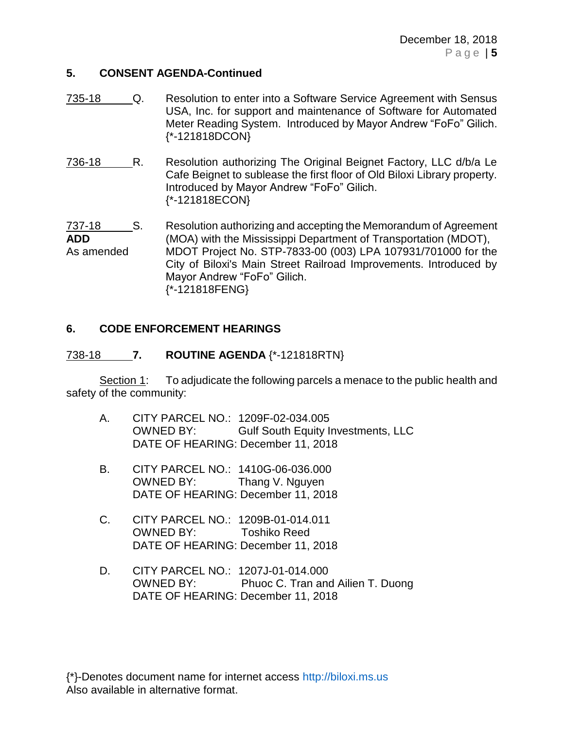## 5. CONSENT AGENDA-Continued

735-18 Q. Resolution to enter into a Software Service Agreement with Sensus USA, Inc. for support and maintenance of Software for Automated Meter Reading System. Introduced by Mayor Andrew "FoFo" Gilich. {*-121818DCON}

736-18 R. Resolution authorizing The Original Beignet Factory, LLC d/b/a Le Cafe Beignet to sublease the first floor of Old Biloxi Library property. Introduced by Mayor Andrew "FoFo" Gilich. {*-121818ECON}

737-18 S. Resolution authorizing and accepting the Memorandum of Agreement (MOA) with the Mississippi Department of Transportation (MDOT), MDOT Project No. STP-7833-00 (003) LPA 107931/701000 for the City of Biloxi's Main Street Railroad Improvements. Introduced by Mayor Andrew "FoFo" Gilich. {*-121818FENG}
**ADD**
As amended

## 6. CODE ENFORCEMENT HEARINGS

738-18 **7. ROUTINE AGENDA** {*-121818RTN}

Section 1: To adjudicate the following parcels a menace to the public health and safety of the community:

A. CITY PARCEL NO.: 1209F-02-034.005
OWNED BY: Gulf South Equity Investments, LLC
DATE OF HEARING: December 11, 2018

B. CITY PARCEL NO.: 1410G-06-036.000
OWNED BY: Thang V. Nguyen
DATE OF HEARING: December 11, 2018

C. CITY PARCEL NO.: 1209B-01-014.011
OWNED BY: Toshiko Reed
DATE OF HEARING: December 11, 2018

D. CITY PARCEL NO.: 1207J-01-014.000
OWNED BY: Phuoc C. Tran and Ailien T. Duong
DATE OF HEARING: December 11, 2018

{*}-Denotes document name for internet access http://biloxi.ms.us
Also available in alternative format.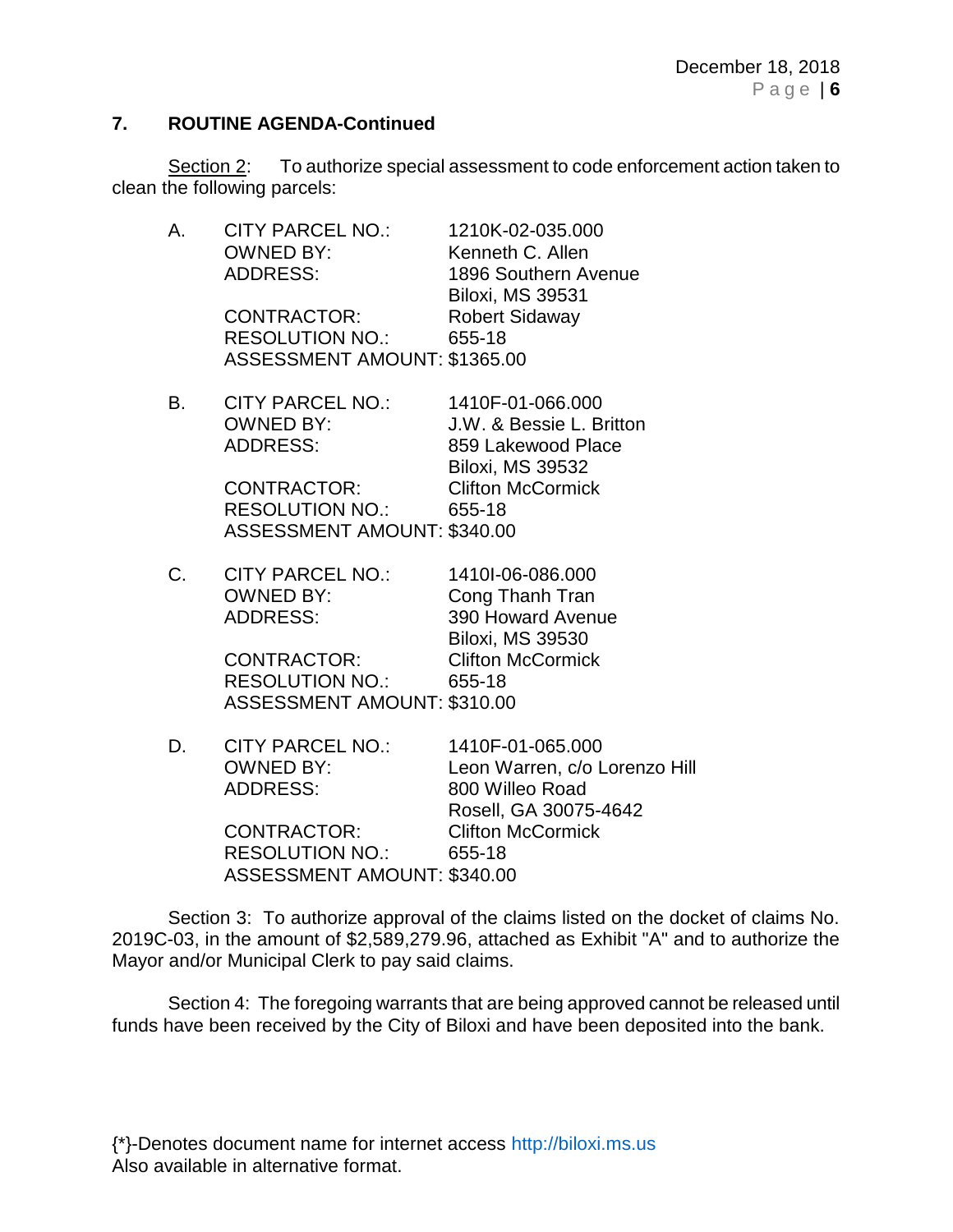## 7. ROUTINE AGENDA-Continued

Section 2: To authorize special assessment to code enforcement action taken to clean the following parcels:

A. CITY PARCEL NO.: 1210K-02-035.000
OWNED BY: Kenneth C. Allen
ADDRESS: 1896 Southern Avenue
Biloxi, MS 39531
CONTRACTOR: Robert Sidaway
RESOLUTION NO.: 655-18
ASSESSMENT AMOUNT: $1365.00

B. CITY PARCEL NO.: 1410F-01-066.000
OWNED BY: J.W. & Bessie L. Britton
ADDRESS: 859 Lakewood Place
Biloxi, MS 39532
CONTRACTOR: Clifton McCormick
RESOLUTION NO.: 655-18
ASSESSMENT AMOUNT: $340.00

C. CITY PARCEL NO.: 1410I-06-086.000
OWNED BY: Cong Thanh Tran
ADDRESS: 390 Howard Avenue
Biloxi, MS 39530
CONTRACTOR: Clifton McCormick
RESOLUTION NO.: 655-18
ASSESSMENT AMOUNT: $310.00

D. CITY PARCEL NO.: 1410F-01-065.000
OWNED BY: Leon Warren, c/o Lorenzo Hill
ADDRESS: 800 Willeo Road
Rosell, GA 30075-4642
CONTRACTOR: Clifton McCormick
RESOLUTION NO.: 655-18
ASSESSMENT AMOUNT: $340.00

Section 3: To authorize approval of the claims listed on the docket of claims No. 2019C-03, in the amount of $2,589,279.96, attached as Exhibit "A" and to authorize the Mayor and/or Municipal Clerk to pay said claims.

Section 4: The foregoing warrants that are being approved cannot be released until funds have been received by the City of Biloxi and have been deposited into the bank.

{*}-Denotes document name for internet access http://biloxi.ms.us
Also available in alternative format.